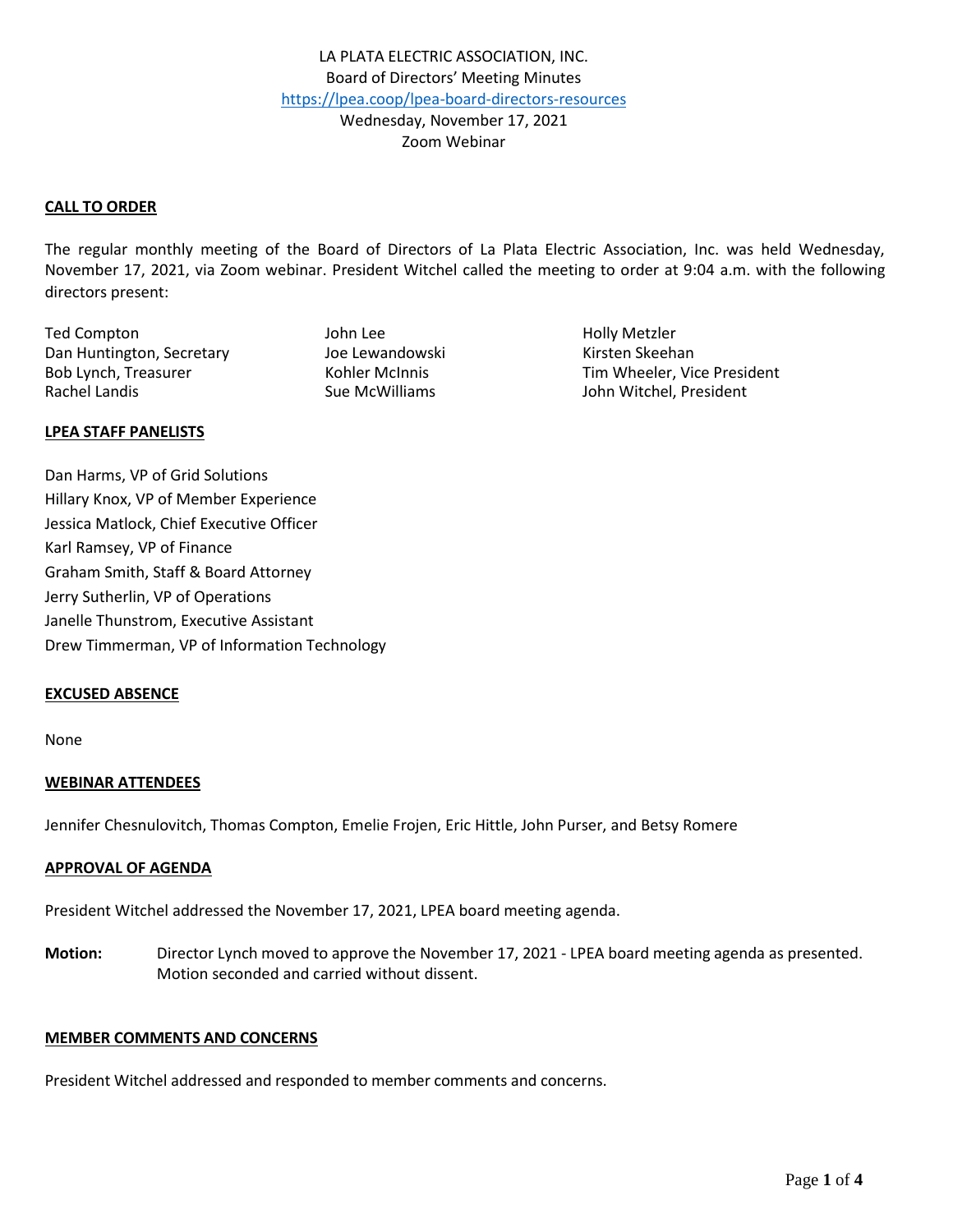LA PLATA ELECTRIC ASSOCIATION, INC.
Board of Directors' Meeting Minutes
https://lpea.coop/lpea-board-directors-resources
Wednesday, November 17, 2021
Zoom Webinar

## CALL TO ORDER

The regular monthly meeting of the Board of Directors of La Plata Electric Association, Inc. was held Wednesday, November 17, 2021, via Zoom webinar. President Witchel called the meeting to order at 9:04 a.m. with the following directors present:

Ted Compton
Dan Huntington, Secretary
Bob Lynch, Treasurer
Rachel Landis
John Lee
Joe Lewandowski
Kohler McInnis
Sue McWilliams
Holly Metzler
Kirsten Skeehan
Tim Wheeler, Vice President
John Witchel, President

## LPEA STAFF PANELISTS

Dan Harms, VP of Grid Solutions
Hillary Knox, VP of Member Experience
Jessica Matlock, Chief Executive Officer
Karl Ramsey, VP of Finance
Graham Smith, Staff & Board Attorney
Jerry Sutherlin, VP of Operations
Janelle Thunstrom, Executive Assistant
Drew Timmerman, VP of Information Technology

## EXCUSED ABSENCE

None

## WEBINAR ATTENDEES

Jennifer Chesnulovitch, Thomas Compton, Emelie Frojen, Eric Hittle, John Purser, and Betsy Romere

## APPROVAL OF AGENDA

President Witchel addressed the November 17, 2021, LPEA board meeting agenda.

**Motion:** Director Lynch moved to approve the November 17, 2021 - LPEA board meeting agenda as presented. Motion seconded and carried without dissent.

## MEMBER COMMENTS AND CONCERNS

President Witchel addressed and responded to member comments and concerns.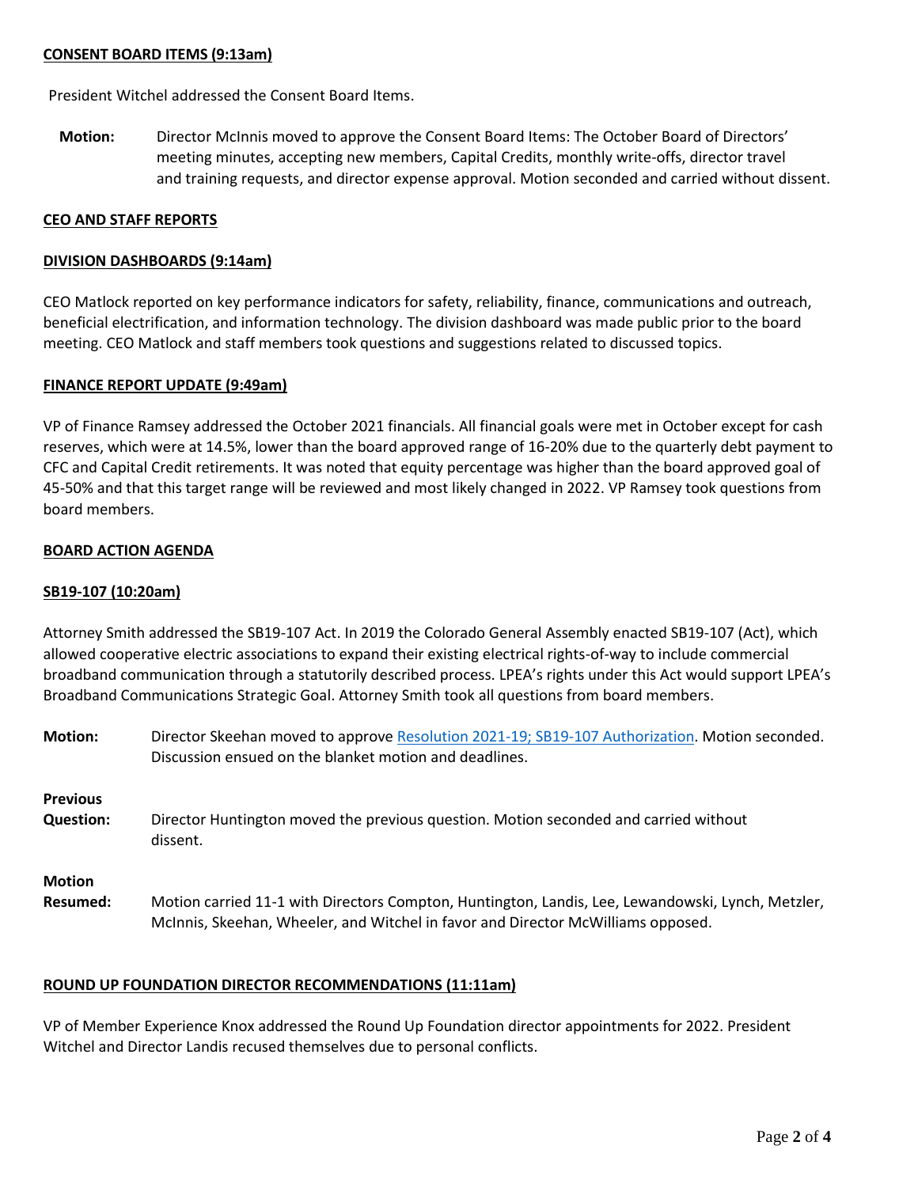**CONSENT BOARD ITEMS (9:13am)**

President Witchel addressed the Consent Board Items.

**Motion:** Director McInnis moved to approve the Consent Board Items: The October Board of Directors' meeting minutes, accepting new members, Capital Credits, monthly write-offs, director travel and training requests, and director expense approval. Motion seconded and carried without dissent.

**CEO AND STAFF REPORTS**

**DIVISION DASHBOARDS (9:14am)**

CEO Matlock reported on key performance indicators for safety, reliability, finance, communications and outreach, beneficial electrification, and information technology. The division dashboard was made public prior to the board meeting. CEO Matlock and staff members took questions and suggestions related to discussed topics.

**FINANCE REPORT UPDATE (9:49am)**

VP of Finance Ramsey addressed the October 2021 financials. All financial goals were met in October except for cash reserves, which were at 14.5%, lower than the board approved range of 16-20% due to the quarterly debt payment to CFC and Capital Credit retirements. It was noted that equity percentage was higher than the board approved goal of 45-50% and that this target range will be reviewed and most likely changed in 2022. VP Ramsey took questions from board members.

**BOARD ACTION AGENDA**

**SB19-107 (10:20am)**

Attorney Smith addressed the SB19-107 Act. In 2019 the Colorado General Assembly enacted SB19-107 (Act), which allowed cooperative electric associations to expand their existing electrical rights-of-way to include commercial broadband communication through a statutorily described process. LPEA's rights under this Act would support LPEA's Broadband Communications Strategic Goal. Attorney Smith took all questions from board members.

**Motion:** Director Skeehan moved to approve Resolution 2021-19; SB19-107 Authorization. Motion seconded. Discussion ensued on the blanket motion and deadlines.

**Previous Question:** Director Huntington moved the previous question. Motion seconded and carried without dissent.

**Motion Resumed:** Motion carried 11-1 with Directors Compton, Huntington, Landis, Lee, Lewandowski, Lynch, Metzler, McInnis, Skeehan, Wheeler, and Witchel in favor and Director McWilliams opposed.

**ROUND UP FOUNDATION DIRECTOR RECOMMENDATIONS (11:11am)**

VP of Member Experience Knox addressed the Round Up Foundation director appointments for 2022. President Witchel and Director Landis recused themselves due to personal conflicts.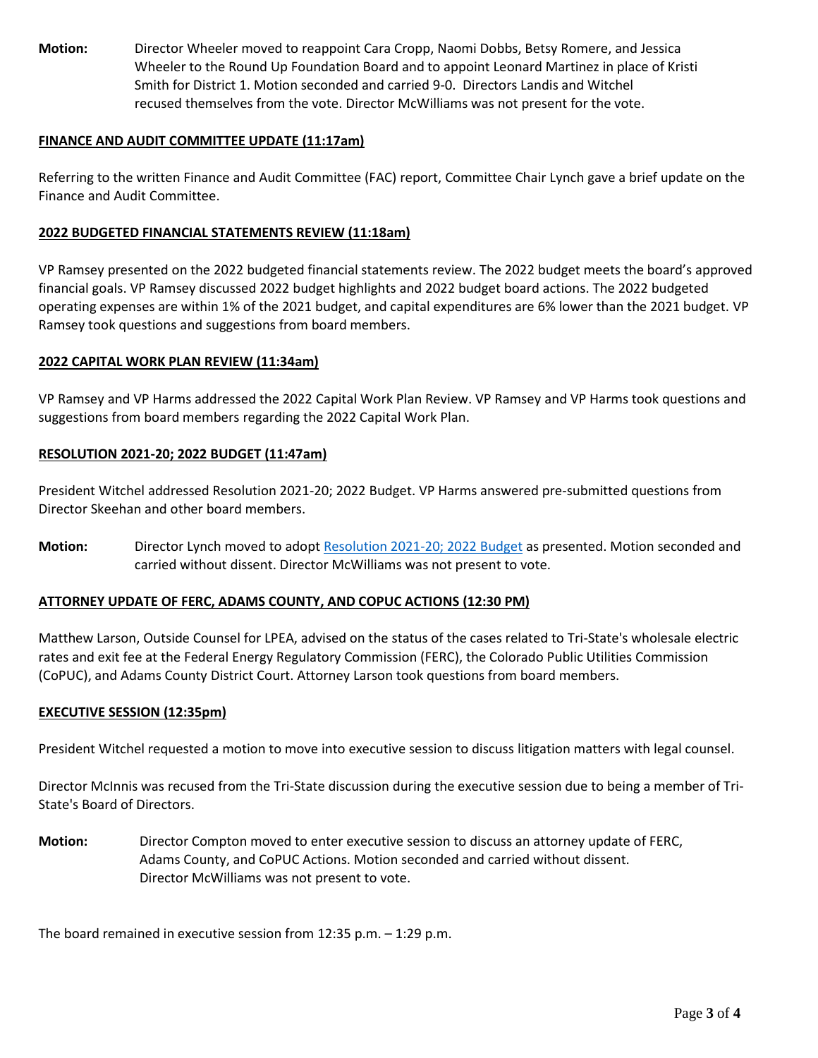**Motion:** Director Wheeler moved to reappoint Cara Cropp, Naomi Dobbs, Betsy Romere, and Jessica Wheeler to the Round Up Foundation Board and to appoint Leonard Martinez in place of Kristi Smith for District 1. Motion seconded and carried 9-0. Directors Landis and Witchel recused themselves from the vote. Director McWilliams was not present for the vote.

## FINANCE AND AUDIT COMMITTEE UPDATE (11:17am)

Referring to the written Finance and Audit Committee (FAC) report, Committee Chair Lynch gave a brief update on the Finance and Audit Committee.

## 2022 BUDGETED FINANCIAL STATEMENTS REVIEW (11:18am)

VP Ramsey presented on the 2022 budgeted financial statements review. The 2022 budget meets the board's approved financial goals. VP Ramsey discussed 2022 budget highlights and 2022 budget board actions. The 2022 budgeted operating expenses are within 1% of the 2021 budget, and capital expenditures are 6% lower than the 2021 budget. VP Ramsey took questions and suggestions from board members.

## 2022 CAPITAL WORK PLAN REVIEW (11:34am)

VP Ramsey and VP Harms addressed the 2022 Capital Work Plan Review. VP Ramsey and VP Harms took questions and suggestions from board members regarding the 2022 Capital Work Plan.

## RESOLUTION 2021-20; 2022 BUDGET (11:47am)

President Witchel addressed Resolution 2021-20; 2022 Budget. VP Harms answered pre-submitted questions from Director Skeehan and other board members.

**Motion:** Director Lynch moved to adopt Resolution 2021-20; 2022 Budget as presented. Motion seconded and carried without dissent. Director McWilliams was not present to vote.

## ATTORNEY UPDATE OF FERC, ADAMS COUNTY, AND COPUC ACTIONS (12:30 PM)

Matthew Larson, Outside Counsel for LPEA, advised on the status of the cases related to Tri-State's wholesale electric rates and exit fee at the Federal Energy Regulatory Commission (FERC), the Colorado Public Utilities Commission (CoPUC), and Adams County District Court. Attorney Larson took questions from board members.

## EXECUTIVE SESSION (12:35pm)

President Witchel requested a motion to move into executive session to discuss litigation matters with legal counsel.

Director McInnis was recused from the Tri-State discussion during the executive session due to being a member of Tri-State's Board of Directors.

**Motion:** Director Compton moved to enter executive session to discuss an attorney update of FERC, Adams County, and CoPUC Actions. Motion seconded and carried without dissent. Director McWilliams was not present to vote.

The board remained in executive session from 12:35 p.m. – 1:29 p.m.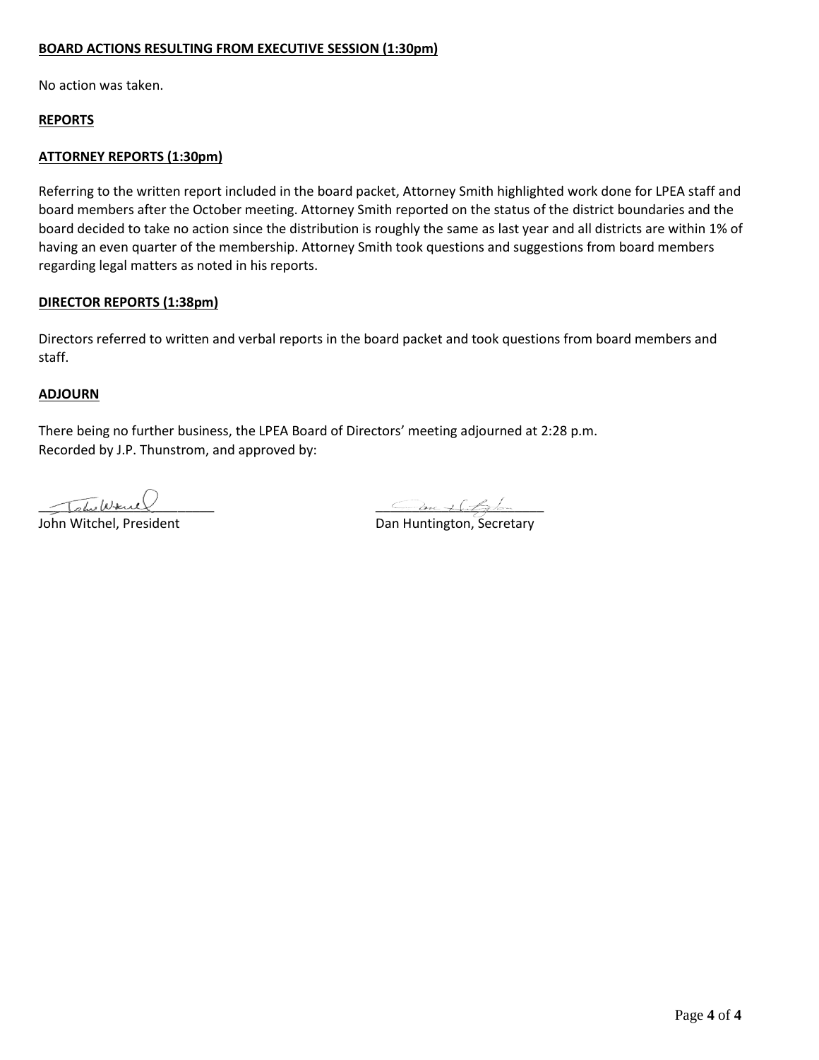**BOARD ACTIONS RESULTING FROM EXECUTIVE SESSION (1:30pm)**

No action was taken.

**REPORTS**

**ATTORNEY REPORTS (1:30pm)**

Referring to the written report included in the board packet, Attorney Smith highlighted work done for LPEA staff and board members after the October meeting. Attorney Smith reported on the status of the district boundaries and the board decided to take no action since the distribution is roughly the same as last year and all districts are within 1% of having an even quarter of the membership. Attorney Smith took questions and suggestions from board members regarding legal matters as noted in his reports.

**DIRECTOR REPORTS (1:38pm)**

Directors referred to written and verbal reports in the board packet and took questions from board members and staff.

**ADJOURN**

There being no further business, the LPEA Board of Directors' meeting adjourned at 2:28 p.m.
Recorded by J.P. Thunstrom, and approved by:

John Witchel, President

Dan Huntington, Secretary